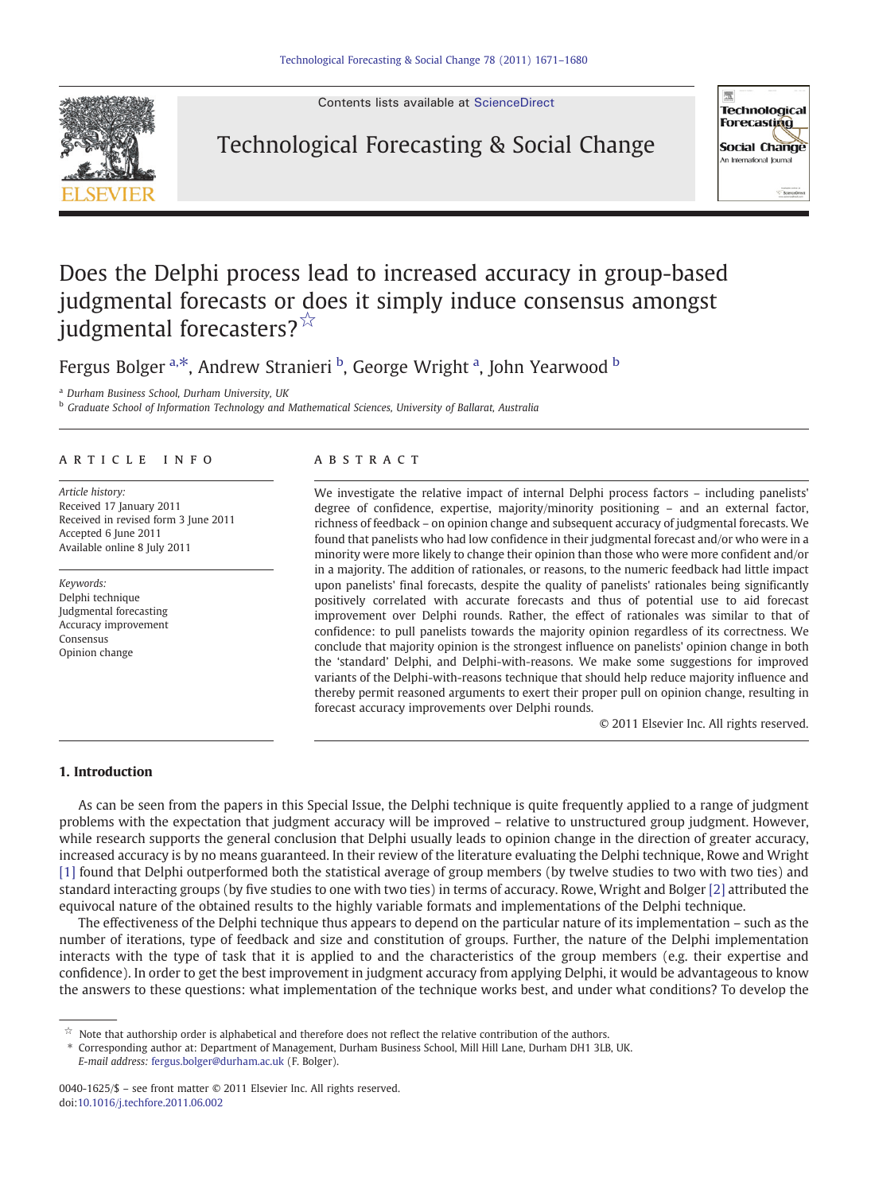# Does the Delphi process lead to increased accuracy in group-based judgmental forecasts or does it simply induce consensus amongst judgmental forecasters?☆

Fergus Bolger [a,*], Andrew Stranieri [b], George Wright [a], John Yearwood [b]

[a] Durham Business School, Durham University, UK

[b] Graduate School of Information Technology and Mathematical Sciences, University of Ballarat, Australia

## ARTICLE INFO

*Article history:*
Received 17 January 2011
Received in revised form 3 June 2011
Accepted 6 June 2011
Available online 8 July 2011

*Keywords:*
Delphi technique
Judgmental forecasting
Accuracy improvement
Consensus
Opinion change

## ABSTRACT

We investigate the relative impact of internal Delphi process factors – including panelists' degree of confidence, expertise, majority/minority positioning – and an external factor, richness of feedback – on opinion change and subsequent accuracy of judgmental forecasts. We found that panelists who had low confidence in their judgmental forecast and/or who were in a minority were more likely to change their opinion than those who were more confident and/or in a majority. The addition of rationales, or reasons, to the numeric feedback had little impact upon panelists' final forecasts, despite the quality of panelists' rationales being significantly positively correlated with accurate forecasts and thus of potential use to aid forecast improvement over Delphi rounds. Rather, the effect of rationales was similar to that of confidence: to pull panelists towards the majority opinion regardless of its correctness. We conclude that majority opinion is the strongest influence on panelists' opinion change in both the 'standard' Delphi, and Delphi-with-reasons. We make some suggestions for improved variants of the Delphi-with-reasons technique that should help reduce majority influence and thereby permit reasoned arguments to exert their proper pull on opinion change, resulting in forecast accuracy improvements over Delphi rounds.

© 2011 Elsevier Inc. All rights reserved.

## 1. Introduction

As can be seen from the papers in this Special Issue, the Delphi technique is quite frequently applied to a range of judgment problems with the expectation that judgment accuracy will be improved – relative to unstructured group judgment. However, while research supports the general conclusion that Delphi usually leads to opinion change in the direction of greater accuracy, increased accuracy is by no means guaranteed. In their review of the literature evaluating the Delphi technique, Rowe and Wright [1] found that Delphi outperformed both the statistical average of group members (by twelve studies to two with two ties) and standard interacting groups (by five studies to one with two ties) in terms of accuracy. Rowe, Wright and Bolger [2] attributed the equivocal nature of the obtained results to the highly variable formats and implementations of the Delphi technique.

The effectiveness of the Delphi technique thus appears to depend on the particular nature of its implementation – such as the number of iterations, type of feedback and size and constitution of groups. Further, the nature of the Delphi implementation interacts with the type of task that it is applied to and the characteristics of the group members (e.g. their expertise and confidence). In order to get the best improvement in judgment accuracy from applying Delphi, it would be advantageous to know the answers to these questions: what implementation of the technique works best, and under what conditions? To develop the

☆ Note that authorship order is alphabetical and therefore does not reflect the relative contribution of the authors.

\* Corresponding author at: Department of Management, Durham Business School, Mill Hill Lane, Durham DH1 3LB, UK.
*E-mail address:* fergus.bolger@durham.ac.uk (F. Bolger).

0040-1625/$ – see front matter © 2011 Elsevier Inc. All rights reserved.
doi:10.1016/j.techfore.2011.06.002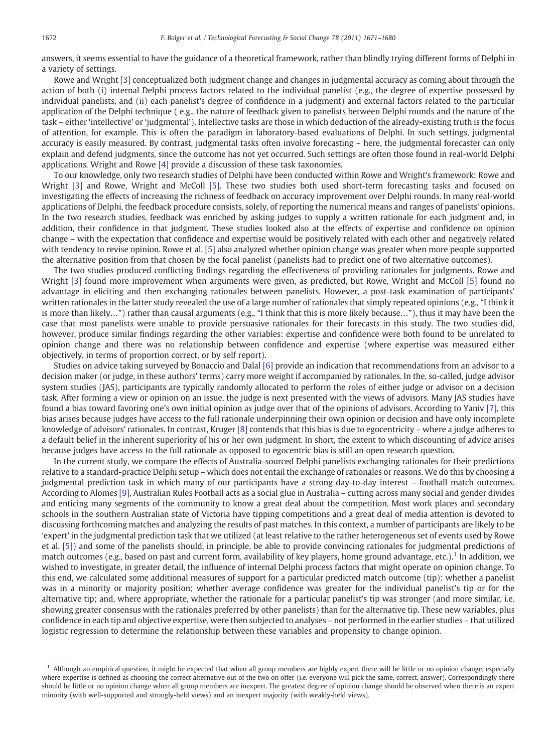answers, it seems essential to have the guidance of a theoretical framework, rather than blindly trying different forms of Delphi in a variety of settings.

Rowe and Wright [3] conceptualized both judgment change and changes in judgmental accuracy as coming about through the action of both (i) internal Delphi process factors related to the individual panelist (e.g., the degree of expertise possessed by individual panelists, and (ii) each panelist's degree of confidence in a judgment) and external factors related to the particular application of the Delphi technique ( e.g., the nature of feedback given to panelists between Delphi rounds and the nature of the task – either 'intellective' or 'judgmental'). Intellective tasks are those in which deduction of the already-existing truth is the focus of attention, for example. This is often the paradigm in laboratory-based evaluations of Delphi. In such settings, judgmental accuracy is easily measured. By contrast, judgmental tasks often involve forecasting – here, the judgmental forecaster can only explain and defend judgments, since the outcome has not yet occurred. Such settings are often those found in real-world Delphi applications. Wright and Rowe [4] provide a discussion of these task taxonomies.

To our knowledge, only two research studies of Delphi have been conducted within Rowe and Wright's framework: Rowe and Wright [3] and Rowe, Wright and McColl [5]. These two studies both used short-term forecasting tasks and focused on investigating the effects of increasing the richness of feedback on accuracy improvement over Delphi rounds. In many real-world applications of Delphi, the feedback procedure consists, solely, of reporting the numerical means and ranges of panelists' opinions. In the two research studies, feedback was enriched by asking judges to supply a written rationale for each judgment and, in addition, their confidence in that judgment. These studies looked also at the effects of expertise and confidence on opinion change – with the expectation that confidence and expertise would be positively related with each other and negatively related with tendency to revise opinion. Rowe et al. [5] also analyzed whether opinion change was greater when more people supported the alternative position from that chosen by the focal panelist (panelists had to predict one of two alternative outcomes).

The two studies produced conflicting findings regarding the effectiveness of providing rationales for judgments. Rowe and Wright [3] found more improvement when arguments were given, as predicted, but Rowe, Wright and McColl [5] found no advantage in eliciting and then exchanging rationales between panelists. However, a post-task examination of participants' written rationales in the latter study revealed the use of a large number of rationales that simply repeated opinions (e.g., "I think it is more than likely…") rather than causal arguments (e.g., "I think that this is more likely because…"), thus it may have been the case that most panelists were unable to provide persuasive rationales for their forecasts in this study. The two studies did, however, produce similar findings regarding the other variables: expertise and confidence were both found to be unrelated to opinion change and there was no relationship between confidence and expertise (where expertise was measured either objectively, in terms of proportion correct, or by self report).

Studies on advice taking surveyed by Bonaccio and Dalal [6] provide an indication that recommendations from an advisor to a decision maker (or judge, in these authors' terms) carry more weight if accompanied by rationales. In the, so-called, judge advisor system studies (JAS), participants are typically randomly allocated to perform the roles of either judge or advisor on a decision task. After forming a view or opinion on an issue, the judge is next presented with the views of advisors. Many JAS studies have found a bias toward favoring one's own initial opinion as judge over that of the opinions of advisors. According to Yaniv [7], this bias arises because judges have access to the full rationale underpinning their own opinion or decision and have only incomplete knowledge of advisors' rationales. In contrast, Kruger [8] contends that this bias is due to egocentricity – where a judge adheres to a default belief in the inherent superiority of his or her own judgment. In short, the extent to which discounting of advice arises because judges have access to the full rationale as opposed to egocentric bias is still an open research question.

In the current study, we compare the effects of Australia-sourced Delphi panelists exchanging rationales for their predictions relative to a standard-practice Delphi setup – which does not entail the exchange of rationales or reasons. We do this by choosing a judgmental prediction task in which many of our participants have a strong day-to-day interest – football match outcomes. According to Alomes [9], Australian Rules Football acts as a social glue in Australia – cutting across many social and gender divides and enticing many segments of the community to know a great deal about the competition. Most work places and secondary schools in the southern Australian state of Victoria have tipping competitions and a great deal of media attention is devoted to discussing forthcoming matches and analyzing the results of past matches. In this context, a number of participants are likely to be 'expert' in the judgmental prediction task that we utilized (at least relative to the rather heterogeneous set of events used by Rowe et al. [5]) and some of the panelists should, in principle, be able to provide convincing rationales for judgmental predictions of match outcomes (e.g., based on past and current form, availability of key players, home ground advantage, etc.).[1] In addition, we wished to investigate, in greater detail, the influence of internal Delphi process factors that might operate on opinion change. To this end, we calculated some additional measures of support for a particular predicted match outcome (tip): whether a panelist was in a minority or majority position; whether average confidence was greater for the individual panelist's tip or for the alternative tip; and, where appropriate, whether the rationale for a particular panelist's tip was stronger (and more similar, i.e. showing greater consensus with the rationales preferred by other panelists) than for the alternative tip. These new variables, plus confidence in each tip and objective expertise, were then subjected to analyses – not performed in the earlier studies – that utilized logistic regression to determine the relationship between these variables and propensity to change opinion.

---

[1] Although an empirical question, it might be expected that when all group members are highly expert there will be little or no opinion change, especially where expertise is defined as choosing the correct alternative out of the two on offer (i.e. everyone will pick the same, correct, answer). Correspondingly there should be little or no opinion change when all group members are inexpert. The greatest degree of opinion change should be observed when there is an expert minority (with well-supported and strongly-held views) and an inexpert majority (with weakly-held views).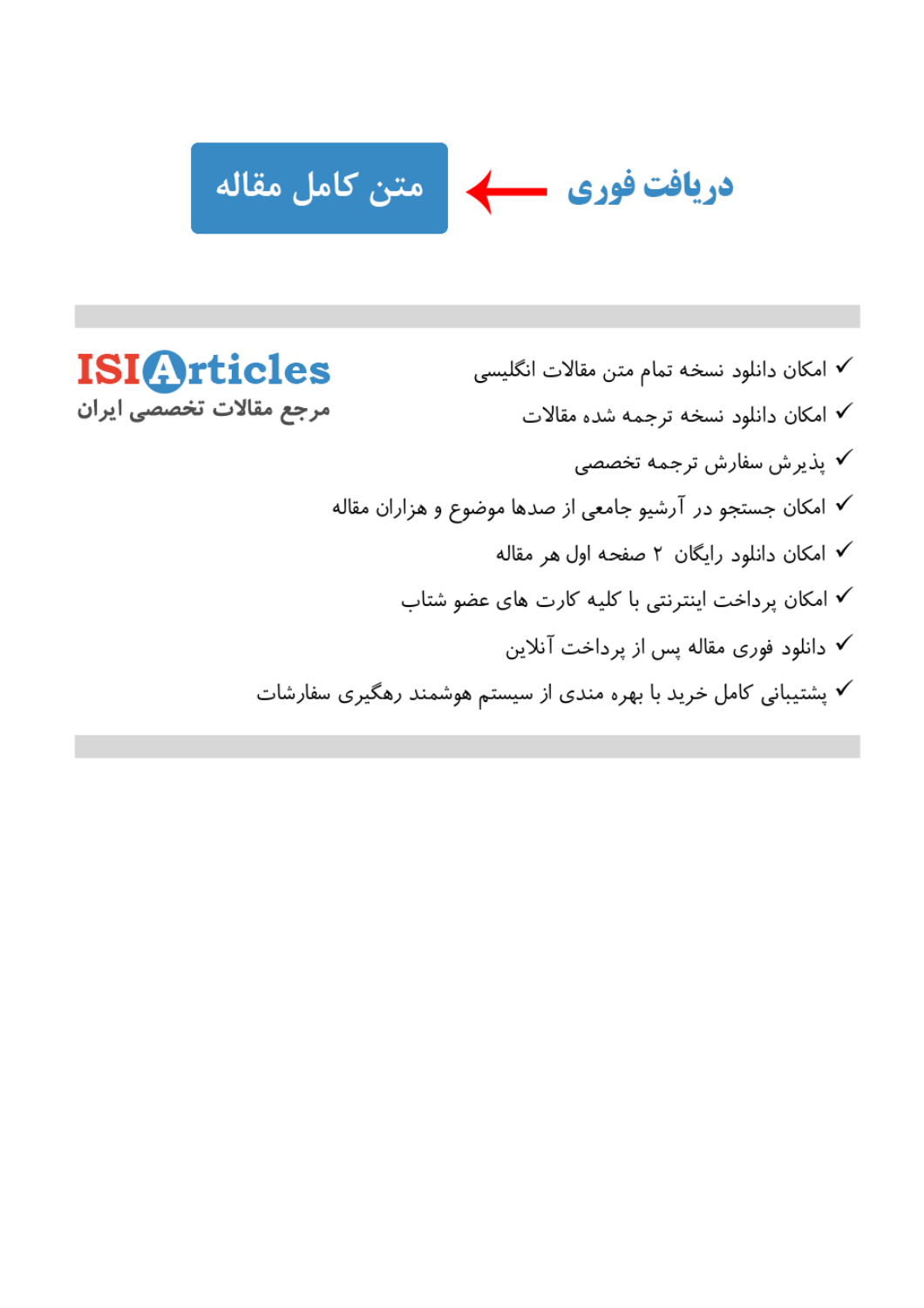دریافت فوری ← **متن کامل مقاله**

ISIArticles
مرجع مقالات تخصصی ایران

- ✓ امکان دانلود نسخه تمام متن مقالات انگلیسی
- ✓ امکان دانلود نسخه ترجمه شده مقالات
- ✓ پذیرش سفارش ترجمه تخصصی
- ✓ امکان جستجو در آرشیو جامعی از صدها موضوع و هزاران مقاله
- ✓ امکان دانلود رایگان ۲ صفحه اول هر مقاله
- ✓ امکان پرداخت اینترنتی با کلیه کارت های عضو شتاب
- ✓ دانلود فوری مقاله پس از پرداخت آنلاین
- ✓ پشتیبانی کامل خرید با بهره مندی از سیستم هوشمند رهگیری سفارشات